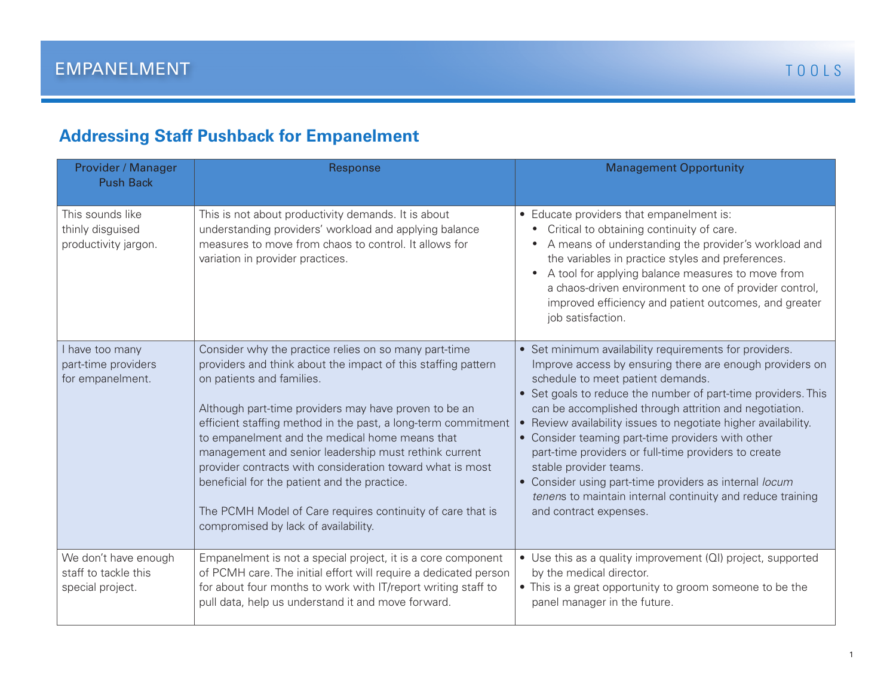# EMPANELMENT

TOOLS

## Addressing Staff Pushback for Empanelment

| Provider / Manager Push Back | Response | Management Opportunity |
|---|---|---|
| This sounds like thinly disguised productivity jargon. | This is not about productivity demands. It is about understanding providers' workload and applying balance measures to move from chaos to control. It allows for variation in provider practices. | • Educate providers that empanelment is:<br>  • Critical to obtaining continuity of care.<br>  • A means of understanding the provider's workload and the variables in practice styles and preferences.<br>  • A tool for applying balance measures to move from a chaos-driven environment to one of provider control, improved efficiency and patient outcomes, and greater job satisfaction. |
| I have too many part-time providers for empanelment. | Consider why the practice relies on so many part-time providers and think about the impact of this staffing pattern on patients and families.<br><br>Although part-time providers may have proven to be an efficient staffing method in the past, a long-term commitment to empanelment and the medical home means that management and senior leadership must rethink current provider contracts with consideration toward what is most beneficial for the patient and the practice.<br><br>The PCMH Model of Care requires continuity of care that is compromised by lack of availability. | • Set minimum availability requirements for providers. Improve access by ensuring there are enough providers on schedule to meet patient demands.<br>• Set goals to reduce the number of part-time providers. This can be accomplished through attrition and negotiation.<br>• Review availability issues to negotiate higher availability.<br>• Consider teaming part-time providers with other part-time providers or full-time providers to create stable provider teams.<br>• Consider using part-time providers as internal *locum tenens* to maintain internal continuity and reduce training and contract expenses. |
| We don't have enough staff to tackle this special project. | Empanelment is not a special project, it is a core component of PCMH care. The initial effort will require a dedicated person for about four months to work with IT/report writing staff to pull data, help us understand it and move forward. | • Use this as a quality improvement (QI) project, supported by the medical director.<br>• This is a great opportunity to groom someone to be the panel manager in the future. |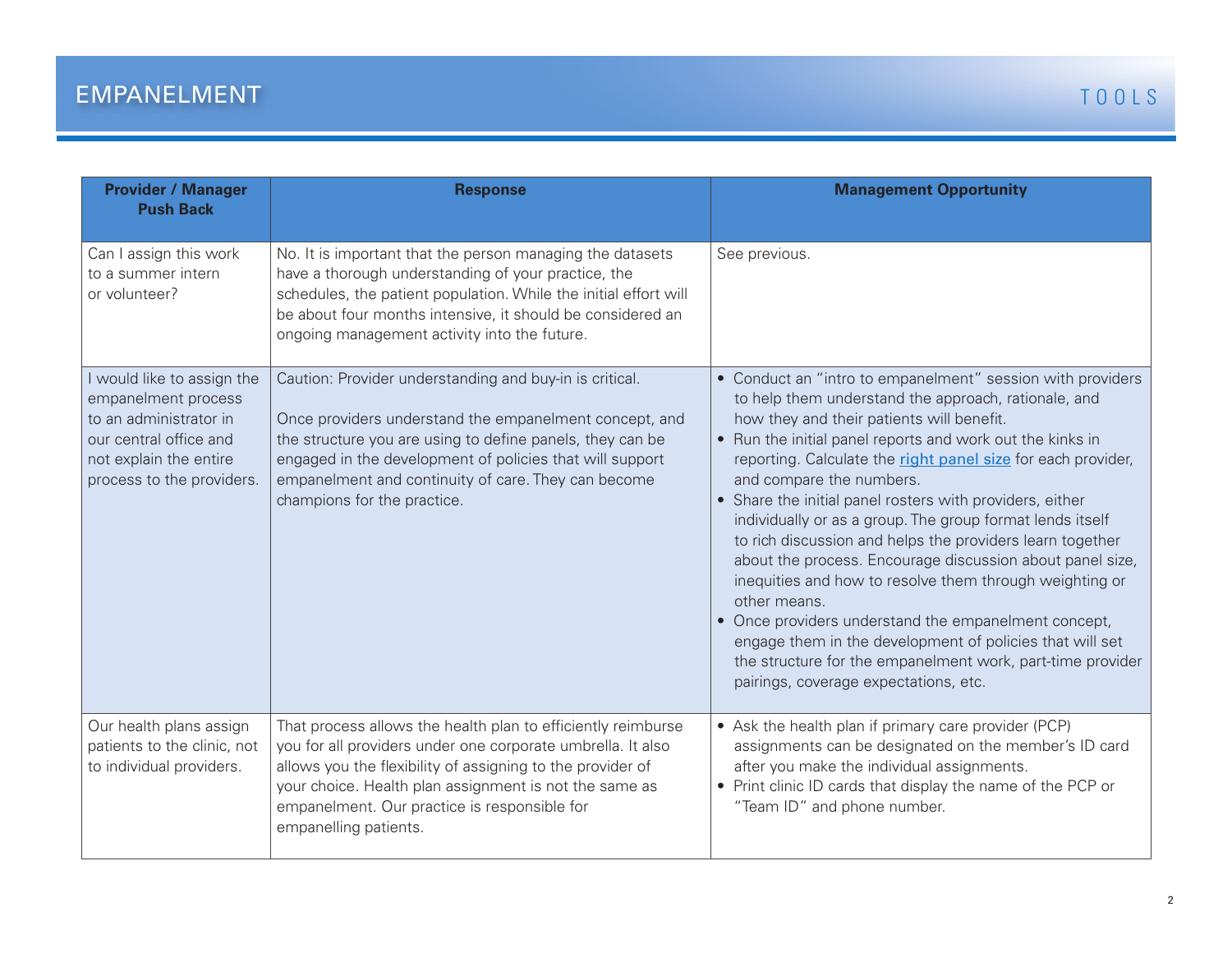| Provider / Manager Push Back | Response | Management Opportunity |
| --- | --- | --- |
| Can I assign this work to a summer intern or volunteer? | No. It is important that the person managing the datasets have a thorough understanding of your practice, the schedules, the patient population. While the initial effort will be about four months intensive, it should be considered an ongoing management activity into the future. | See previous. |
| I would like to assign the empanelment process to an administrator in our central office and not explain the entire process to the providers. | Caution: Provider understanding and buy-in is critical.<br><br>Once providers understand the empanelment concept, and the structure you are using to define panels, they can be engaged in the development of policies that will support empanelment and continuity of care. They can become champions for the practice. | • Conduct an "intro to empanelment" session with providers to help them understand the approach, rationale, and how they and their patients will benefit.<br>• Run the initial panel reports and work out the kinks in reporting. Calculate the right panel size for each provider, and compare the numbers.<br>• Share the initial panel rosters with providers, either individually or as a group. The group format lends itself to rich discussion and helps the providers learn together about the process. Encourage discussion about panel size, inequities and how to resolve them through weighting or other means.<br>• Once providers understand the empanelment concept, engage them in the development of policies that will set the structure for the empanelment work, part-time provider pairings, coverage expectations, etc. |
| Our health plans assign patients to the clinic, not to individual providers. | That process allows the health plan to efficiently reimburse you for all providers under one corporate umbrella. It also allows you the flexibility of assigning to the provider of your choice. Health plan assignment is not the same as empanelment. Our practice is responsible for empanelling patients. | • Ask the health plan if primary care provider (PCP) assignments can be designated on the member's ID card after you make the individual assignments.<br>• Print clinic ID cards that display the name of the PCP or "Team ID" and phone number. |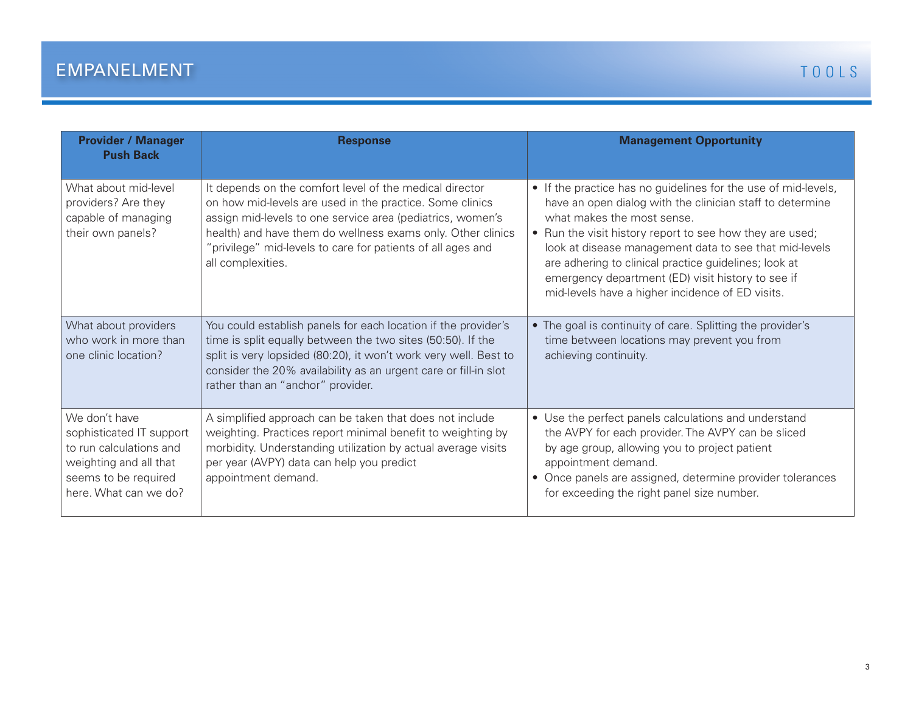| Provider / Manager Push Back | Response | Management Opportunity |
| --- | --- | --- |
| What about mid-level providers? Are they capable of managing their own panels? | It depends on the comfort level of the medical director on how mid-levels are used in the practice. Some clinics assign mid-levels to one service area (pediatrics, women's health) and have them do wellness exams only. Other clinics "privilege" mid-levels to care for patients of all ages and all complexities. | • If the practice has no guidelines for the use of mid-levels, have an open dialog with the clinician staff to determine what makes the most sense.<br>• Run the visit history report to see how they are used; look at disease management data to see that mid-levels are adhering to clinical practice guidelines; look at emergency department (ED) visit history to see if mid-levels have a higher incidence of ED visits. |
| What about providers who work in more than one clinic location? | You could establish panels for each location if the provider's time is split equally between the two sites (50:50). If the split is very lopsided (80:20), it won't work very well. Best to consider the 20% availability as an urgent care or fill-in slot rather than an "anchor" provider. | • The goal is continuity of care. Splitting the provider's time between locations may prevent you from achieving continuity. |
| We don't have sophisticated IT support to run calculations and weighting and all that seems to be required here. What can we do? | A simplified approach can be taken that does not include weighting. Practices report minimal benefit to weighting by morbidity. Understanding utilization by actual average visits per year (AVPY) data can help you predict appointment demand. | • Use the perfect panels calculations and understand the AVPY for each provider. The AVPY can be sliced by age group, allowing you to project patient appointment demand.<br>• Once panels are assigned, determine provider tolerances for exceeding the right panel size number. |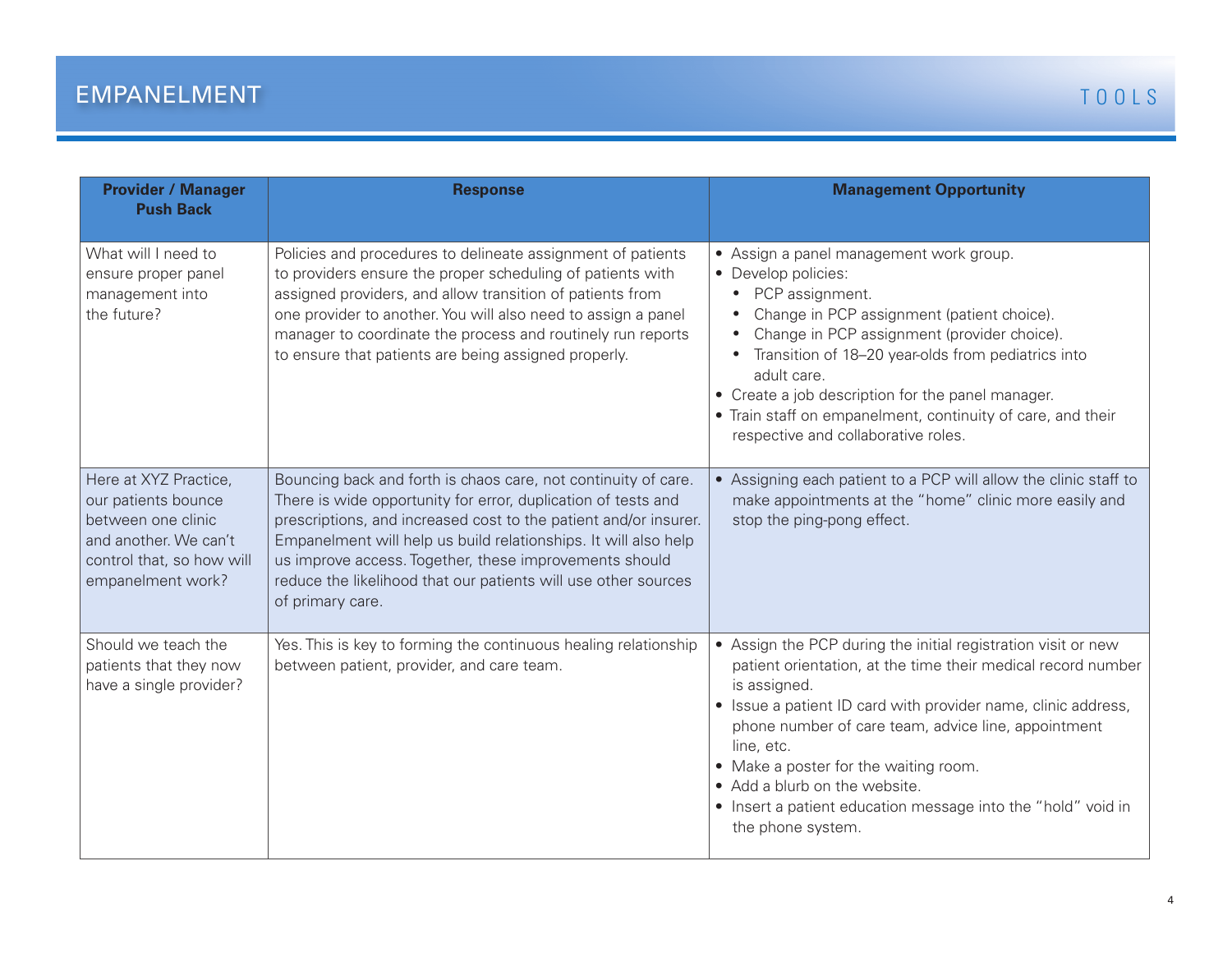# EMPANELMENT

TOOLS

| Provider / Manager Push Back | Response | Management Opportunity |
|---|---|---|
| What will I need to ensure proper panel management into the future? | Policies and procedures to delineate assignment of patients to providers ensure the proper scheduling of patients with assigned providers, and allow transition of patients from one provider to another. You will also need to assign a panel manager to coordinate the process and routinely run reports to ensure that patients are being assigned properly. | • Assign a panel management work group.<br>• Develop policies:<br>  • PCP assignment.<br>  • Change in PCP assignment (patient choice).<br>  • Change in PCP assignment (provider choice).<br>  • Transition of 18–20 year-olds from pediatrics into adult care.<br>• Create a job description for the panel manager.<br>• Train staff on empanelment, continuity of care, and their respective and collaborative roles. |
| Here at XYZ Practice, our patients bounce between one clinic and another. We can't control that, so how will empanelment work? | Bouncing back and forth is chaos care, not continuity of care. There is wide opportunity for error, duplication of tests and prescriptions, and increased cost to the patient and/or insurer. Empanelment will help us build relationships. It will also help us improve access. Together, these improvements should reduce the likelihood that our patients will use other sources of primary care. | • Assigning each patient to a PCP will allow the clinic staff to make appointments at the "home" clinic more easily and stop the ping-pong effect. |
| Should we teach the patients that they now have a single provider? | Yes. This is key to forming the continuous healing relationship between patient, provider, and care team. | • Assign the PCP during the initial registration visit or new patient orientation, at the time their medical record number is assigned.<br>• Issue a patient ID card with provider name, clinic address, phone number of care team, advice line, appointment line, etc.<br>• Make a poster for the waiting room.<br>• Add a blurb on the website.<br>• Insert a patient education message into the "hold" void in the phone system. |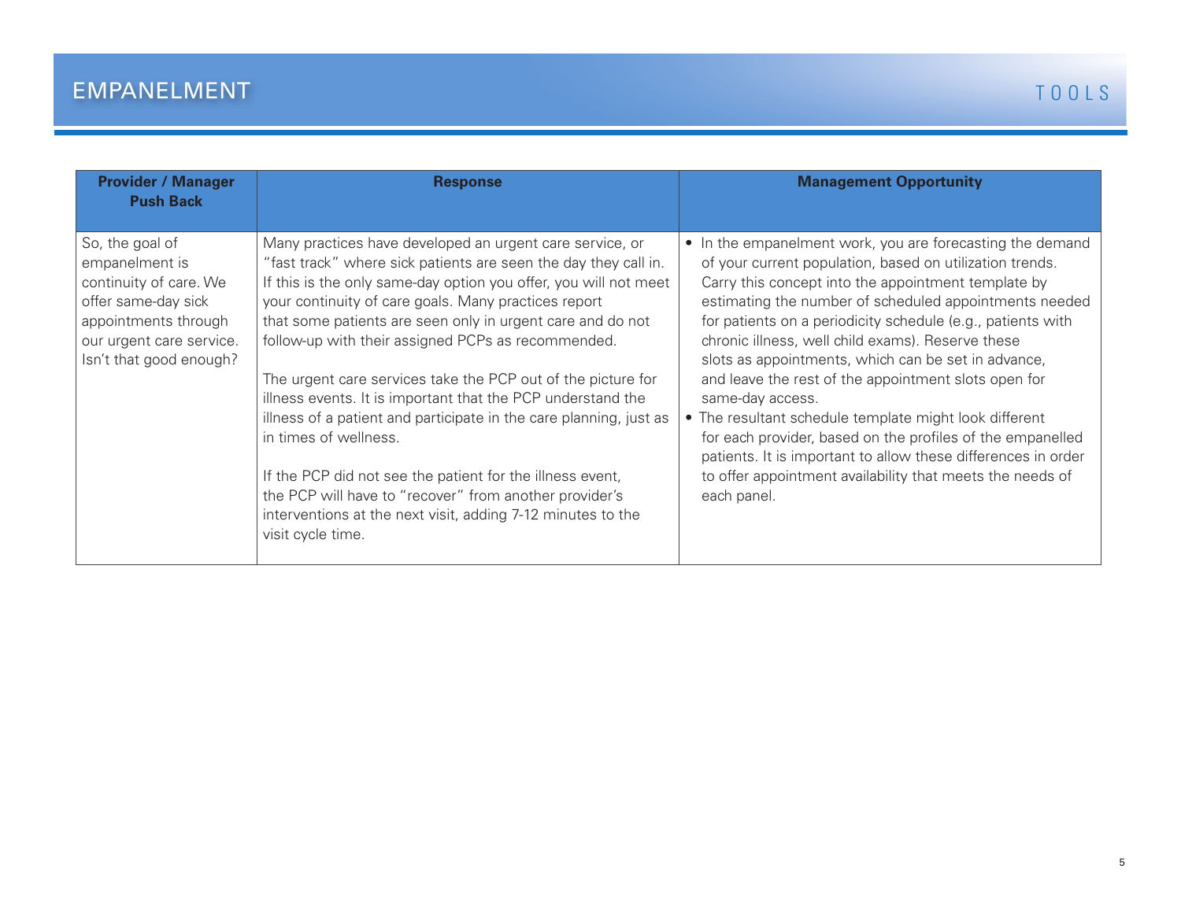| Provider / Manager Push Back | Response | Management Opportunity |
|---|---|---|
| So, the goal of empanelment is continuity of care. We offer same-day sick appointments through our urgent care service. Isn't that good enough? | Many practices have developed an urgent care service, or "fast track" where sick patients are seen the day they call in. If this is the only same-day option you offer, you will not meet your continuity of care goals. Many practices report that some patients are seen only in urgent care and do not follow-up with their assigned PCPs as recommended.<br><br>The urgent care services take the PCP out of the picture for illness events. It is important that the PCP understand the illness of a patient and participate in the care planning, just as in times of wellness.<br><br>If the PCP did not see the patient for the illness event, the PCP will have to "recover" from another provider's interventions at the next visit, adding 7-12 minutes to the visit cycle time. | • In the empanelment work, you are forecasting the demand of your current population, based on utilization trends. Carry this concept into the appointment template by estimating the number of scheduled appointments needed for patients on a periodicity schedule (e.g., patients with chronic illness, well child exams). Reserve these slots as appointments, which can be set in advance, and leave the rest of the appointment slots open for same-day access.<br>• The resultant schedule template might look different for each provider, based on the profiles of the empanelled patients. It is important to allow these differences in order to offer appointment availability that meets the needs of each panel. |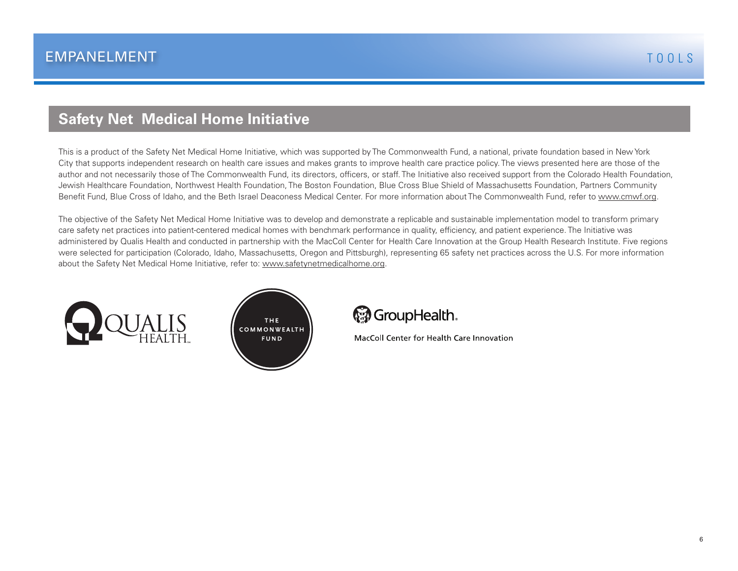## Safety Net Medical Home Initiative

This is a product of the Safety Net Medical Home Initiative, which was supported by The Commonwealth Fund, a national, private foundation based in New York City that supports independent research on health care issues and makes grants to improve health care practice policy. The views presented here are those of the author and not necessarily those of The Commonwealth Fund, its directors, officers, or staff. The Initiative also received support from the Colorado Health Foundation, Jewish Healthcare Foundation, Northwest Health Foundation, The Boston Foundation, Blue Cross Blue Shield of Massachusetts Foundation, Partners Community Benefit Fund, Blue Cross of Idaho, and the Beth Israel Deaconess Medical Center. For more information about The Commonwealth Fund, refer to www.cmwf.org.

The objective of the Safety Net Medical Home Initiative was to develop and demonstrate a replicable and sustainable implementation model to transform primary care safety net practices into patient-centered medical homes with benchmark performance in quality, efficiency, and patient experience. The Initiative was administered by Qualis Health and conducted in partnership with the MacColl Center for Health Care Innovation at the Group Health Research Institute. Five regions were selected for participation (Colorado, Idaho, Massachusetts, Oregon and Pittsburgh), representing 65 safety net practices across the U.S. For more information about the Safety Net Medical Home Initiative, refer to: www.safetynetmedicalhome.org.

QUALIS HEALTH

THE COMMONWEALTH FUND

GroupHealth

MacColl Center for Health Care Innovation